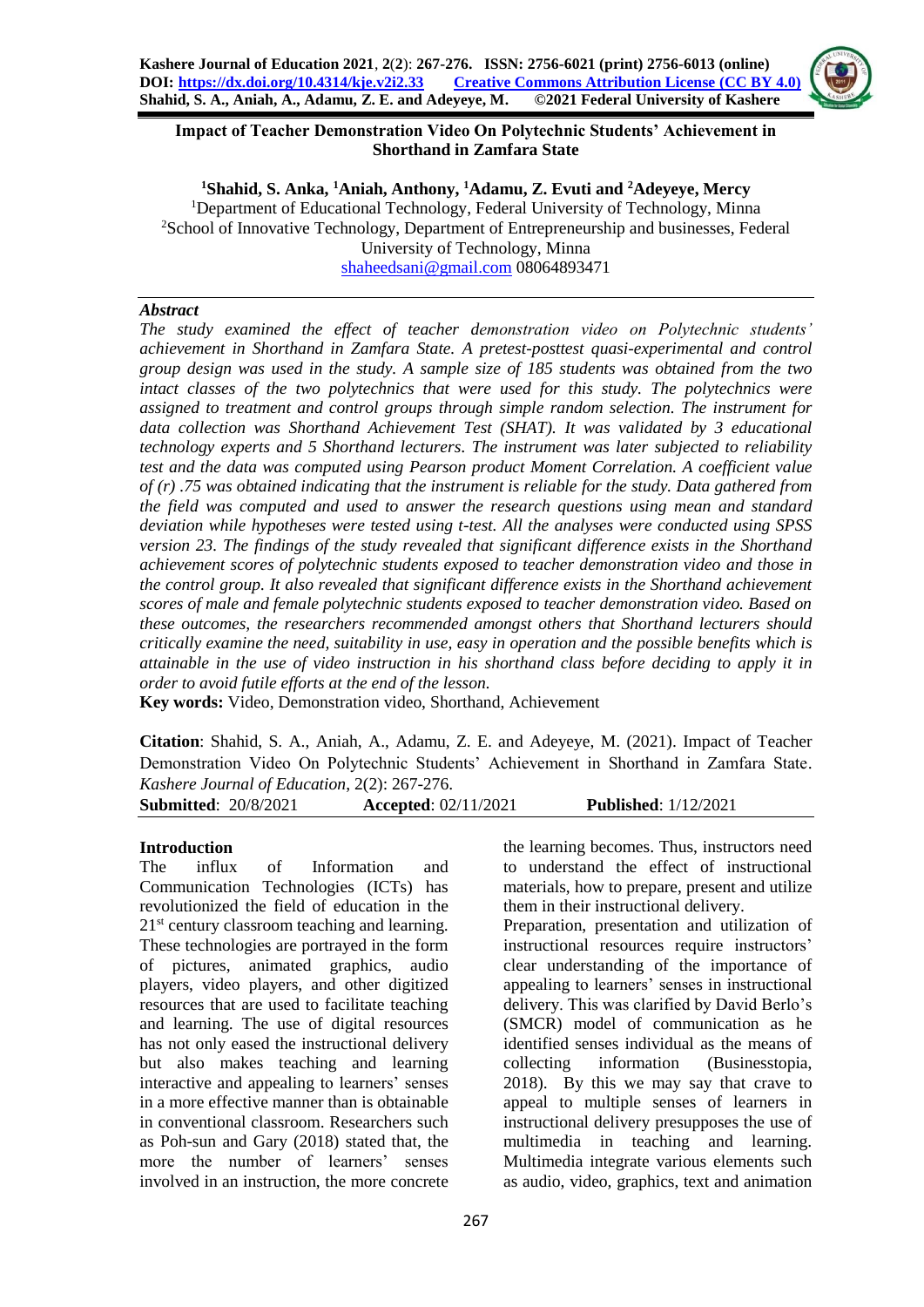# Impact of Teacher Demonstration Video On Polytechnic Students' Achievement in Shorthand in Zamfara State

**[1]Shahid, S. Anka, [1]Aniah, Anthony, [1]Adamu, Z. Evuti and [2]Adeyeye, Mercy**

[1]Department of Educational Technology, Federal University of Technology, Minna
[2]School of Innovative Technology, Department of Entrepreneurship and businesses, Federal University of Technology, Minna
shaheedsani@gmail.com 08064893471

***Abstract***

*The study examined the effect of teacher demonstration video on Polytechnic students' achievement in Shorthand in Zamfara State. A pretest-posttest quasi-experimental and control group design was used in the study. A sample size of 185 students was obtained from the two intact classes of the two polytechnics that were used for this study. The polytechnics were assigned to treatment and control groups through simple random selection. The instrument for data collection was Shorthand Achievement Test (SHAT). It was validated by 3 educational technology experts and 5 Shorthand lecturers. The instrument was later subjected to reliability test and the data was computed using Pearson product Moment Correlation. A coefficient value of (r) .75 was obtained indicating that the instrument is reliable for the study. Data gathered from the field was computed and used to answer the research questions using mean and standard deviation while hypotheses were tested using t-test. All the analyses were conducted using SPSS version 23. The findings of the study revealed that significant difference exists in the Shorthand achievement scores of polytechnic students exposed to teacher demonstration video and those in the control group. It also revealed that significant difference exists in the Shorthand achievement scores of male and female polytechnic students exposed to teacher demonstration video. Based on these outcomes, the researchers recommended amongst others that Shorthand lecturers should critically examine the need, suitability in use, easy in operation and the possible benefits which is attainable in the use of video instruction in his shorthand class before deciding to apply it in order to avoid futile efforts at the end of the lesson.*

**Key words:** Video, Demonstration video, Shorthand, Achievement

**Citation**: Shahid, S. A., Aniah, A., Adamu, Z. E. and Adeyeye, M. (2021). Impact of Teacher Demonstration Video On Polytechnic Students' Achievement in Shorthand in Zamfara State. *Kashere Journal of Education*, 2(2): 267-276.

**Submitted**: 20/8/2021 **Accepted**: 02/11/2021 **Published**: 1/12/2021

## Introduction

The influx of Information and Communication Technologies (ICTs) has revolutionized the field of education in the 21st century classroom teaching and learning. These technologies are portrayed in the form of pictures, animated graphics, audio players, video players, and other digitized resources that are used to facilitate teaching and learning. The use of digital resources has not only eased the instructional delivery but also makes teaching and learning interactive and appealing to learners' senses in a more effective manner than is obtainable in conventional classroom. Researchers such as Poh-sun and Gary (2018) stated that, the more the number of learners' senses involved in an instruction, the more concrete the learning becomes. Thus, instructors need to understand the effect of instructional materials, how to prepare, present and utilize them in their instructional delivery.

Preparation, presentation and utilization of instructional resources require instructors' clear understanding of the importance of appealing to learners' senses in instructional delivery. This was clarified by David Berlo's (SMCR) model of communication as he identified senses individual as the means of collecting information (Businesstopia, 2018). By this we may say that crave to appeal to multiple senses of learners in instructional delivery presupposes the use of multimedia in teaching and learning. Multimedia integrate various elements such as audio, video, graphics, text and animation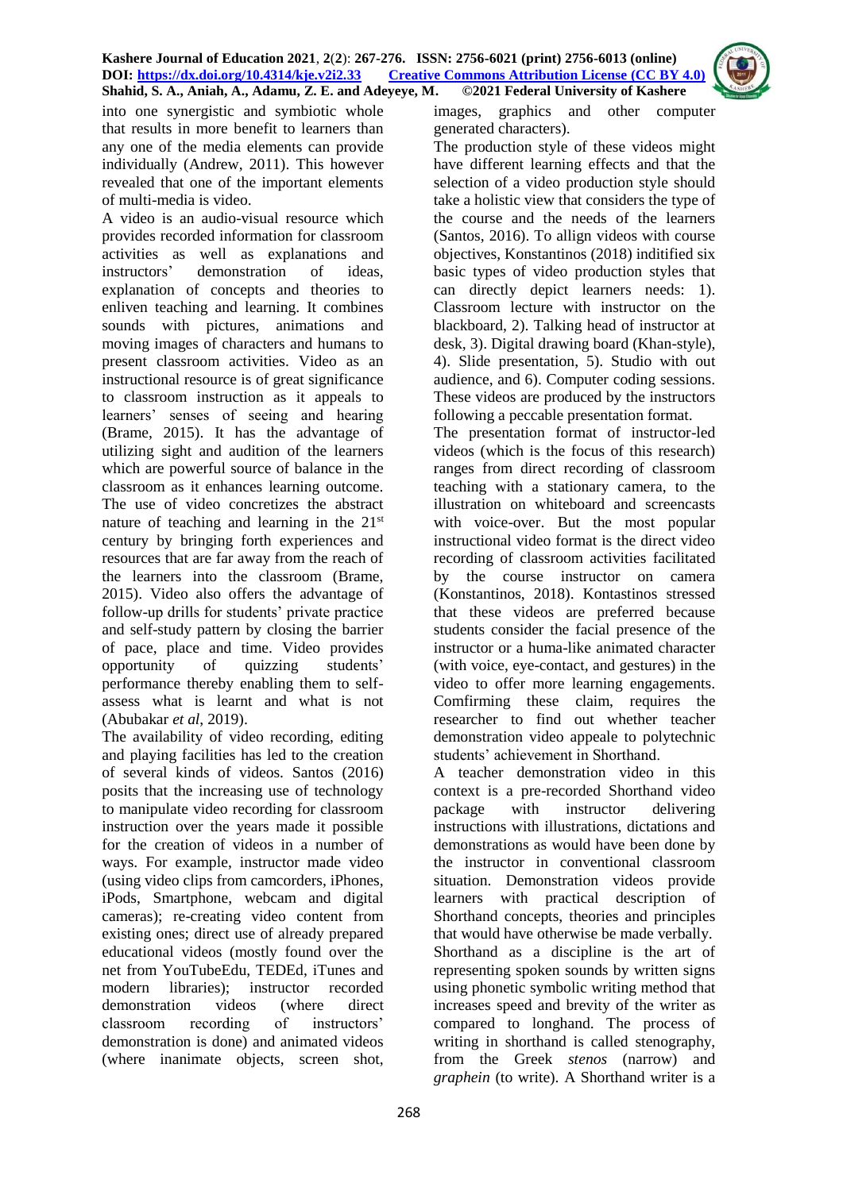into one synergistic and symbiotic whole that results in more benefit to learners than any one of the media elements can provide individually (Andrew, 2011). This however revealed that one of the important elements of multi-media is video.

A video is an audio-visual resource which provides recorded information for classroom activities as well as explanations and instructors' demonstration of ideas, explanation of concepts and theories to enliven teaching and learning. It combines sounds with pictures, animations and moving images of characters and humans to present classroom activities. Video as an instructional resource is of great significance to classroom instruction as it appeals to learners' senses of seeing and hearing (Brame, 2015). It has the advantage of utilizing sight and audition of the learners which are powerful source of balance in the classroom as it enhances learning outcome. The use of video concretizes the abstract nature of teaching and learning in the 21st century by bringing forth experiences and resources that are far away from the reach of the learners into the classroom (Brame, 2015). Video also offers the advantage of follow-up drills for students' private practice and self-study pattern by closing the barrier of pace, place and time. Video provides opportunity of quizzing students' performance thereby enabling them to self-assess what is learnt and what is not (Abubakar *et al*, 2019).

The availability of video recording, editing and playing facilities has led to the creation of several kinds of videos. Santos (2016) posits that the increasing use of technology to manipulate video recording for classroom instruction over the years made it possible for the creation of videos in a number of ways. For example, instructor made video (using video clips from camcorders, iPhones, iPods, Smartphone, webcam and digital cameras); re-creating video content from existing ones; direct use of already prepared educational videos (mostly found over the net from YouTubeEdu, TEDEd, iTunes and modern libraries); instructor recorded demonstration videos (where direct classroom recording of instructors' demonstration is done) and animated videos (where inanimate objects, screen shot, images, graphics and other computer generated characters).

The production style of these videos might have different learning effects and that the selection of a video production style should take a holistic view that considers the type of the course and the needs of the learners (Santos, 2016). To allign videos with course objectives, Konstantinos (2018) inditified six basic types of video production styles that can directly depict learners needs: 1). Classroom lecture with instructor on the blackboard, 2). Talking head of instructor at desk, 3). Digital drawing board (Khan-style), 4). Slide presentation, 5). Studio with out audience, and 6). Computer coding sessions. These videos are produced by the instructors following a peccable presentation format.

The presentation format of instructor-led videos (which is the focus of this research) ranges from direct recording of classroom teaching with a stationary camera, to the illustration on whiteboard and screencasts with voice-over. But the most popular instructional video format is the direct video recording of classroom activities facilitated by the course instructor on camera (Konstantinos, 2018). Kontastinos stressed that these videos are preferred because students consider the facial presence of the instructor or a huma-like animated character (with voice, eye-contact, and gestures) in the video to offer more learning engagements. Comfirming these claim, requires the researcher to find out whether teacher demonstration video appeale to polytechnic students' achievement in Shorthand.

A teacher demonstration video in this context is a pre-recorded Shorthand video package with instructor delivering instructions with illustrations, dictations and demonstrations as would have been done by the instructor in conventional classroom situation. Demonstration videos provide learners with practical description of Shorthand concepts, theories and principles that would have otherwise be made verbally.

Shorthand as a discipline is the art of representing spoken sounds by written signs using phonetic symbolic writing method that increases speed and brevity of the writer as compared to longhand. The process of writing in shorthand is called stenography, from the Greek *stenos* (narrow) and *graphein* (to write). A Shorthand writer is a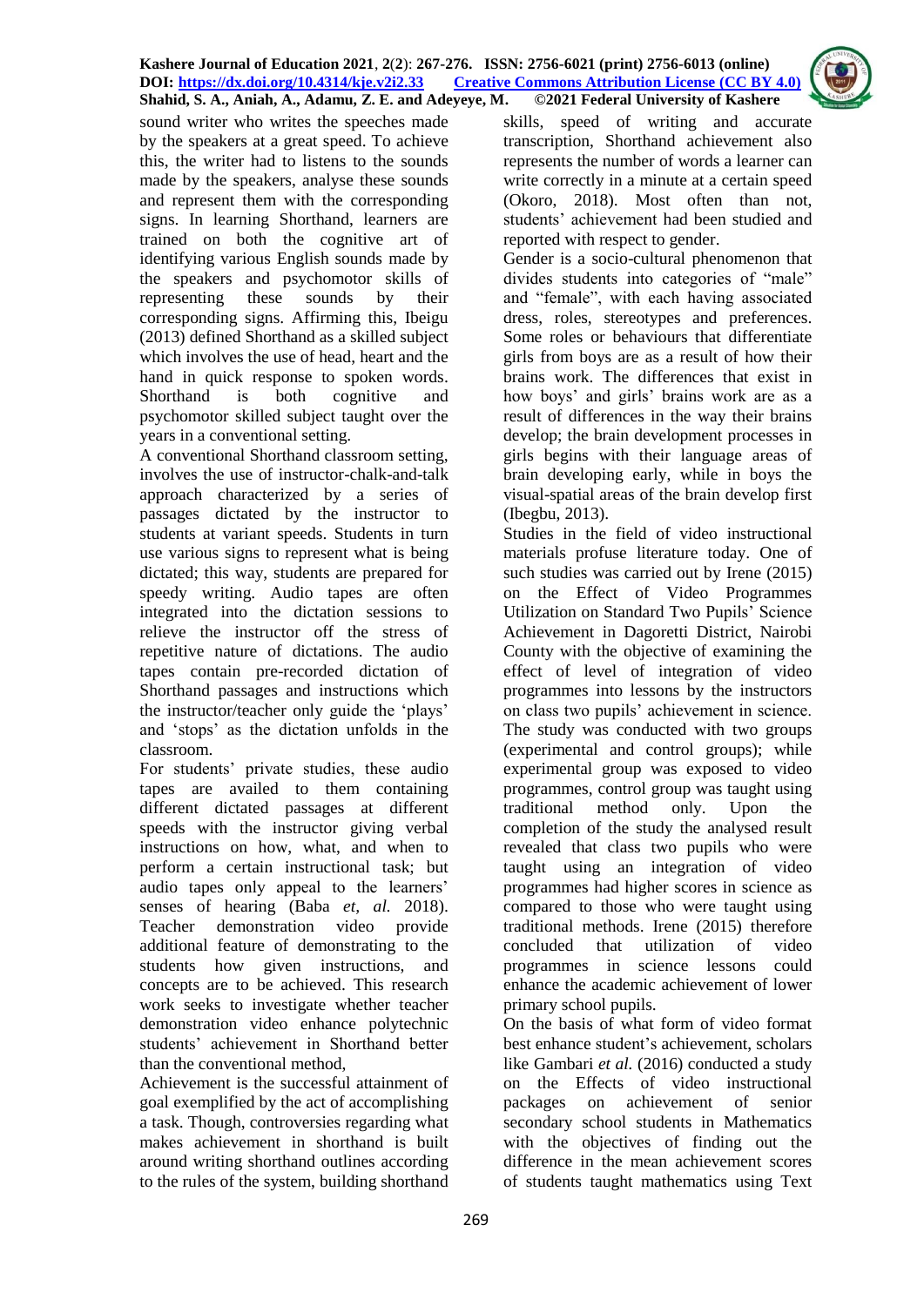sound writer who writes the speeches made by the speakers at a great speed. To achieve this, the writer had to listens to the sounds made by the speakers, analyse these sounds and represent them with the corresponding signs. In learning Shorthand, learners are trained on both the cognitive art of identifying various English sounds made by the speakers and psychomotor skills of representing these sounds by their corresponding signs. Affirming this, Ibeigu (2013) defined Shorthand as a skilled subject which involves the use of head, heart and the hand in quick response to spoken words. Shorthand is both cognitive and psychomotor skilled subject taught over the years in a conventional setting.

A conventional Shorthand classroom setting, involves the use of instructor-chalk-and-talk approach characterized by a series of passages dictated by the instructor to students at variant speeds. Students in turn use various signs to represent what is being dictated; this way, students are prepared for speedy writing. Audio tapes are often integrated into the dictation sessions to relieve the instructor off the stress of repetitive nature of dictations. The audio tapes contain pre-recorded dictation of Shorthand passages and instructions which the instructor/teacher only guide the 'plays' and 'stops' as the dictation unfolds in the classroom.

For students' private studies, these audio tapes are availed to them containing different dictated passages at different speeds with the instructor giving verbal instructions on how, what, and when to perform a certain instructional task; but audio tapes only appeal to the learners' senses of hearing (Baba *et, al.* 2018). Teacher demonstration video provide additional feature of demonstrating to the students how given instructions, and concepts are to be achieved. This research work seeks to investigate whether teacher demonstration video enhance polytechnic students' achievement in Shorthand better than the conventional method,

Achievement is the successful attainment of goal exemplified by the act of accomplishing a task. Though, controversies regarding what makes achievement in shorthand is built around writing shorthand outlines according to the rules of the system, building shorthand skills, speed of writing and accurate transcription, Shorthand achievement also represents the number of words a learner can write correctly in a minute at a certain speed (Okoro, 2018). Most often than not, students' achievement had been studied and reported with respect to gender.

Gender is a socio-cultural phenomenon that divides students into categories of "male" and "female", with each having associated dress, roles, stereotypes and preferences. Some roles or behaviours that differentiate girls from boys are as a result of how their brains work. The differences that exist in how boys' and girls' brains work are as a result of differences in the way their brains develop; the brain development processes in girls begins with their language areas of brain developing early, while in boys the visual-spatial areas of the brain develop first (Ibegbu, 2013).

Studies in the field of video instructional materials profuse literature today. One of such studies was carried out by Irene (2015) on the Effect of Video Programmes Utilization on Standard Two Pupils' Science Achievement in Dagoretti District, Nairobi County with the objective of examining the effect of level of integration of video programmes into lessons by the instructors on class two pupils' achievement in science. The study was conducted with two groups (experimental and control groups); while experimental group was exposed to video programmes, control group was taught using traditional method only. Upon the completion of the study the analysed result revealed that class two pupils who were taught using an integration of video programmes had higher scores in science as compared to those who were taught using traditional methods. Irene (2015) therefore concluded that utilization of video programmes in science lessons could enhance the academic achievement of lower primary school pupils.

On the basis of what form of video format best enhance student's achievement, scholars like Gambari *et al.* (2016) conducted a study on the Effects of video instructional packages on achievement of senior secondary school students in Mathematics with the objectives of finding out the difference in the mean achievement scores of students taught mathematics using Text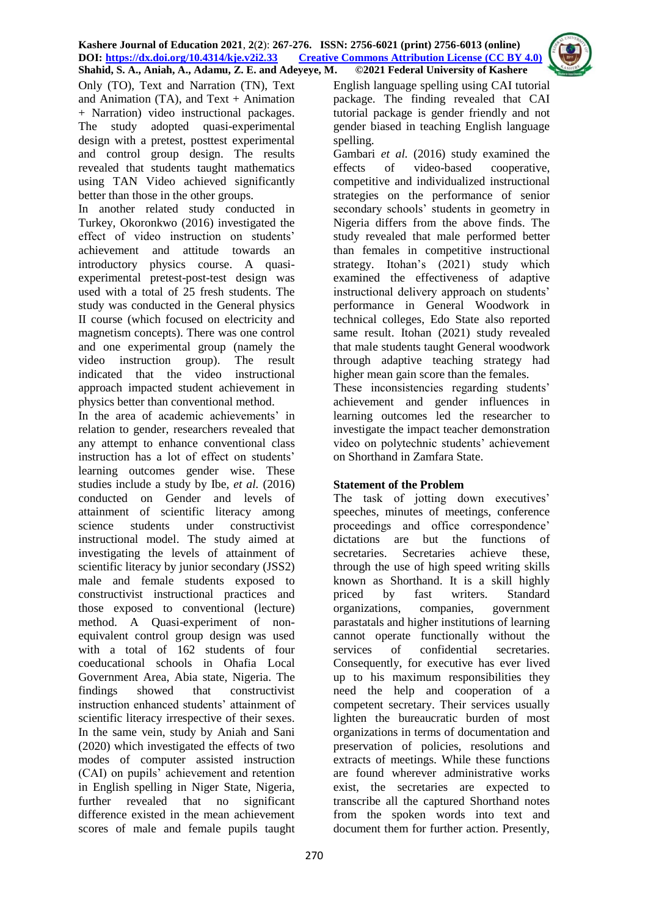Only (TO), Text and Narration (TN), Text and Animation (TA), and Text + Animation + Narration) video instructional packages. The study adopted quasi-experimental design with a pretest, posttest experimental and control group design. The results revealed that students taught mathematics using TAN Video achieved significantly better than those in the other groups.

In another related study conducted in Turkey, Okoronkwo (2016) investigated the effect of video instruction on students' achievement and attitude towards an introductory physics course. A quasi-experimental pretest-post-test design was used with a total of 25 fresh students. The study was conducted in the General physics II course (which focused on electricity and magnetism concepts). There was one control and one experimental group (namely the video instruction group). The result indicated that the video instructional approach impacted student achievement in physics better than conventional method.

In the area of academic achievements' in relation to gender, researchers revealed that any attempt to enhance conventional class instruction has a lot of effect on students' learning outcomes gender wise. These studies include a study by Ibe, *et al.* (2016) conducted on Gender and levels of attainment of scientific literacy among science students under constructivist instructional model. The study aimed at investigating the levels of attainment of scientific literacy by junior secondary (JSS2) male and female students exposed to constructivist instructional practices and those exposed to conventional (lecture) method. A Quasi-experiment of non-equivalent control group design was used with a total of 162 students of four coeducational schools in Ohafia Local Government Area, Abia state, Nigeria. The findings showed that constructivist instruction enhanced students' attainment of scientific literacy irrespective of their sexes. In the same vein, study by Aniah and Sani (2020) which investigated the effects of two modes of computer assisted instruction (CAI) on pupils' achievement and retention in English spelling in Niger State, Nigeria, further revealed that no significant difference existed in the mean achievement scores of male and female pupils taught English language spelling using CAI tutorial package. The finding revealed that CAI tutorial package is gender friendly and not gender biased in teaching English language spelling.

Gambari *et al.* (2016) study examined the effects of video-based cooperative, competitive and individualized instructional strategies on the performance of senior secondary schools' students in geometry in Nigeria differs from the above finds. The study revealed that male performed better than females in competitive instructional strategy. Itohan's (2021) study which examined the effectiveness of adaptive instructional delivery approach on students' performance in General Woodwork in technical colleges, Edo State also reported same result. Itohan (2021) study revealed that male students taught General woodwork through adaptive teaching strategy had higher mean gain score than the females.

These inconsistencies regarding students' achievement and gender influences in learning outcomes led the researcher to investigate the impact teacher demonstration video on polytechnic students' achievement on Shorthand in Zamfara State.

## Statement of the Problem

The task of jotting down executives' speeches, minutes of meetings, conference proceedings and office correspondence' dictations are but the functions of secretaries. Secretaries achieve these, through the use of high speed writing skills known as Shorthand. It is a skill highly priced by fast writers. Standard organizations, companies, government parastatals and higher institutions of learning cannot operate functionally without the services of confidential secretaries. Consequently, for executive has ever lived up to his maximum responsibilities they need the help and cooperation of a competent secretary. Their services usually lighten the bureaucratic burden of most organizations in terms of documentation and preservation of policies, resolutions and extracts of meetings. While these functions are found wherever administrative works exist, the secretaries are expected to transcribe all the captured Shorthand notes from the spoken words into text and document them for further action. Presently,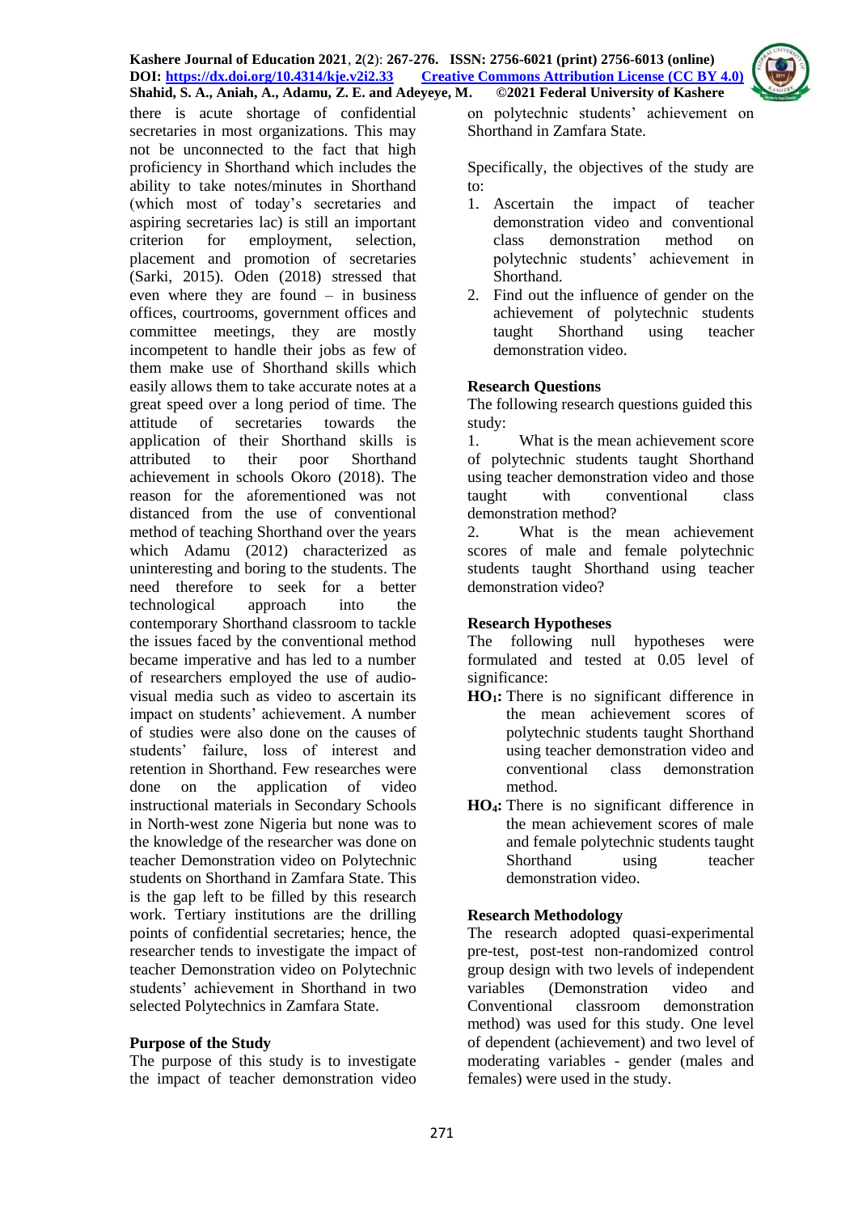there is acute shortage of confidential secretaries in most organizations. This may not be unconnected to the fact that high proficiency in Shorthand which includes the ability to take notes/minutes in Shorthand (which most of today's secretaries and aspiring secretaries lac) is still an important criterion for employment, selection, placement and promotion of secretaries (Sarki, 2015). Oden (2018) stressed that even where they are found – in business offices, courtrooms, government offices and committee meetings, they are mostly incompetent to handle their jobs as few of them make use of Shorthand skills which easily allows them to take accurate notes at a great speed over a long period of time. The attitude of secretaries towards the application of their Shorthand skills is attributed to their poor Shorthand achievement in schools Okoro (2018). The reason for the aforementioned was not distanced from the use of conventional method of teaching Shorthand over the years which Adamu (2012) characterized as uninteresting and boring to the students. The need therefore to seek for a better technological approach into the contemporary Shorthand classroom to tackle the issues faced by the conventional method became imperative and has led to a number of researchers employed the use of audio-visual media such as video to ascertain its impact on students' achievement. A number of studies were also done on the causes of students' failure, loss of interest and retention in Shorthand. Few researches were done on the application of video instructional materials in Secondary Schools in North-west zone Nigeria but none was to the knowledge of the researcher was done on teacher Demonstration video on Polytechnic students on Shorthand in Zamfara State. This is the gap left to be filled by this research work. Tertiary institutions are the drilling points of confidential secretaries; hence, the researcher tends to investigate the impact of teacher Demonstration video on Polytechnic students' achievement in Shorthand in two selected Polytechnics in Zamfara State.

## Purpose of the Study

The purpose of this study is to investigate the impact of teacher demonstration video on polytechnic students' achievement on Shorthand in Zamfara State.

Specifically, the objectives of the study are to:

1. Ascertain the impact of teacher demonstration video and conventional class demonstration method on polytechnic students' achievement in Shorthand.
2. Find out the influence of gender on the achievement of polytechnic students taught Shorthand using teacher demonstration video.

## Research Questions

The following research questions guided this study:

1. What is the mean achievement score of polytechnic students taught Shorthand using teacher demonstration video and those taught with conventional class demonstration method?
2. What is the mean achievement scores of male and female polytechnic students taught Shorthand using teacher demonstration video?

## Research Hypotheses

The following null hypotheses were formulated and tested at 0.05 level of significance:

**HO$_1$:** There is no significant difference in the mean achievement scores of polytechnic students taught Shorthand using teacher demonstration video and conventional class demonstration method.

**HO$_4$:** There is no significant difference in the mean achievement scores of male and female polytechnic students taught Shorthand using teacher demonstration video.

## Research Methodology

The research adopted quasi-experimental pre-test, post-test non-randomized control group design with two levels of independent variables (Demonstration video and Conventional classroom demonstration method) was used for this study. One level of dependent (achievement) and two level of moderating variables - gender (males and females) were used in the study.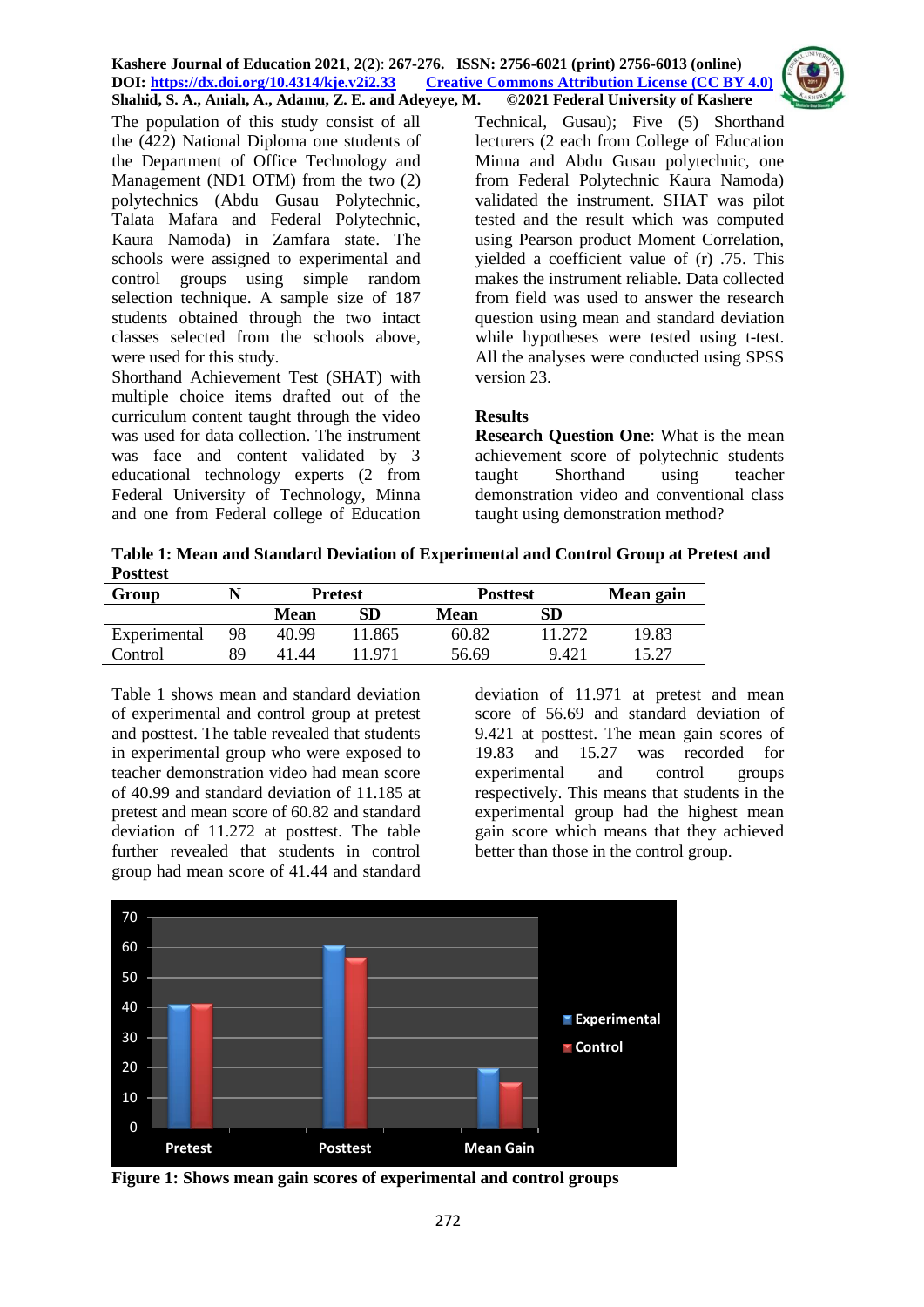The population of this study consist of all the (422) National Diploma one students of the Department of Office Technology and Management (ND1 OTM) from the two (2) polytechnics (Abdu Gusau Polytechnic, Talata Mafara and Federal Polytechnic, Kaura Namoda) in Zamfara state. The schools were assigned to experimental and control groups using simple random selection technique. A sample size of 187 students obtained through the two intact classes selected from the schools above, were used for this study.

Shorthand Achievement Test (SHAT) with multiple choice items drafted out of the curriculum content taught through the video was used for data collection. The instrument was face and content validated by 3 educational technology experts (2 from Federal University of Technology, Minna and one from Federal college of Education Technical, Gusau); Five (5) Shorthand lecturers (2 each from College of Education Minna and Abdu Gusau polytechnic, one from Federal Polytechnic Kaura Namoda) validated the instrument. SHAT was pilot tested and the result which was computed using Pearson product Moment Correlation, yielded a coefficient value of (r) .75. This makes the instrument reliable. Data collected from field was used to answer the research question using mean and standard deviation while hypotheses were tested using t-test. All the analyses were conducted using SPSS version 23.

## Results

**Research Question One**: What is the mean achievement score of polytechnic students taught Shorthand using teacher demonstration video and conventional class taught using demonstration method?

**Table 1: Mean and Standard Deviation of Experimental and Control Group at Pretest and Posttest**

| Group | N | Pretest | | Posttest | | Mean gain |
|---|---|---|---|---|---|---|
| | | Mean | SD | Mean | SD | |
| Experimental | 98 | 40.99 | 11.865 | 60.82 | 11.272 | 19.83 |
| Control | 89 | 41.44 | 11.971 | 56.69 | 9.421 | 15.27 |

Table 1 shows mean and standard deviation of experimental and control group at pretest and posttest. The table revealed that students in experimental group who were exposed to teacher demonstration video had mean score of 40.99 and standard deviation of 11.185 at pretest and mean score of 60.82 and standard deviation of 11.272 at posttest. The table further revealed that students in control group had mean score of 41.44 and standard deviation of 11.971 at pretest and mean score of 56.69 and standard deviation of 9.421 at posttest. The mean gain scores of 19.83 and 15.27 was recorded for experimental and control groups respectively. This means that students in the experimental group had the highest mean gain score which means that they achieved better than those in the control group.

**Figure 1: Shows mean gain scores of experimental and control groups**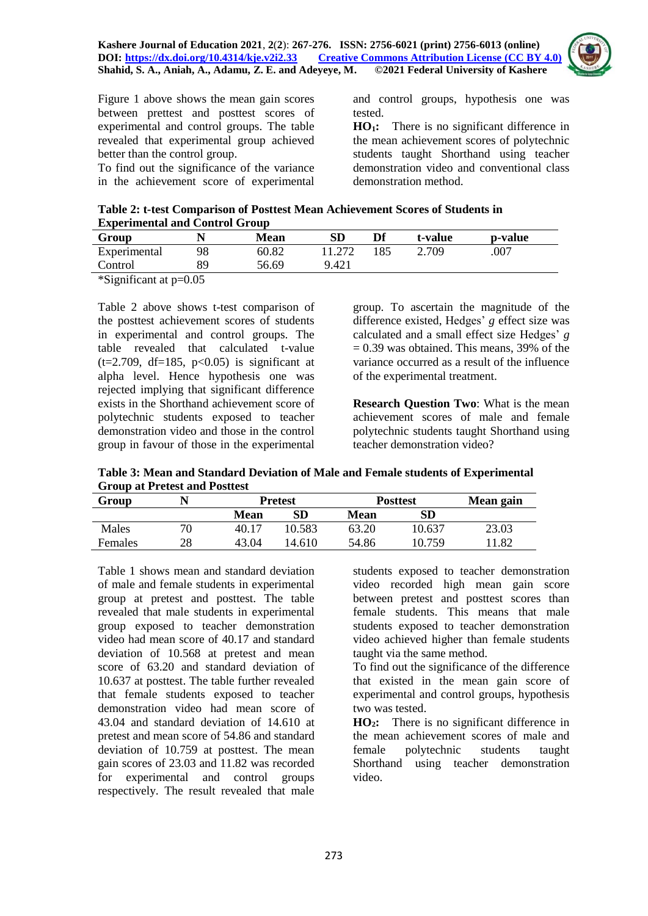Figure 1 above shows the mean gain scores between prettest and posttest scores of experimental and control groups. The table revealed that experimental group achieved better than the control group.

To find out the significance of the variance in the achievement score of experimental and control groups, hypothesis one was tested.

**HO₁:** There is no significant difference in the mean achievement scores of polytechnic students taught Shorthand using teacher demonstration video and conventional class demonstration method.

**Table 2: t-test Comparison of Posttest Mean Achievement Scores of Students in Experimental and Control Group**

| Group | N | Mean | SD | Df | t-value | p-value |
|---|---|---|---|---|---|---|
| Experimental | 98 | 60.82 | 11.272 | 185 | 2.709 | .007 |
| Control | 89 | 56.69 | 9.421 | | | |

*Significant at p=0.05

Table 2 above shows t-test comparison of the posttest achievement scores of students in experimental and control groups. The table revealed that calculated t-value ($t=2.709$, $df=185$, $p<0.05$) is significant at alpha level. Hence hypothesis one was rejected implying that significant difference exists in the Shorthand achievement score of polytechnic students exposed to teacher demonstration video and those in the control group in favour of those in the experimental group. To ascertain the magnitude of the difference existed, Hedges' *g* effect size was calculated and a small effect size Hedges' *g* = 0.39 was obtained. This means, 39% of the variance occurred as a result of the influence of the experimental treatment.

**Research Question Two**: What is the mean achievement scores of male and female polytechnic students taught Shorthand using teacher demonstration video?

**Table 3: Mean and Standard Deviation of Male and Female students of Experimental Group at Pretest and Posttest**

| Group | N | Pretest | | Posttest | | Mean gain |
|---|---|---|---|---|---|---|
| | | Mean | SD | Mean | SD | |
| Males | 70 | 40.17 | 10.583 | 63.20 | 10.637 | 23.03 |
| Females | 28 | 43.04 | 14.610 | 54.86 | 10.759 | 11.82 |

Table 1 shows mean and standard deviation of male and female students in experimental group at pretest and posttest. The table revealed that male students in experimental group exposed to teacher demonstration video had mean score of 40.17 and standard deviation of 10.568 at pretest and mean score of 63.20 and standard deviation of 10.637 at posttest. The table further revealed that female students exposed to teacher demonstration video had mean score of 43.04 and standard deviation of 14.610 at pretest and mean score of 54.86 and standard deviation of 10.759 at posttest. The mean gain scores of 23.03 and 11.82 was recorded for experimental and control groups respectively. The result revealed that male students exposed to teacher demonstration video recorded high mean gain score between pretest and posttest scores than female students. This means that male students exposed to teacher demonstration video achieved higher than female students taught via the same method.

To find out the significance of the difference that existed in the mean gain score of experimental and control groups, hypothesis two was tested.

**HO₂:** There is no significant difference in the mean achievement scores of male and female polytechnic students taught Shorthand using teacher demonstration video.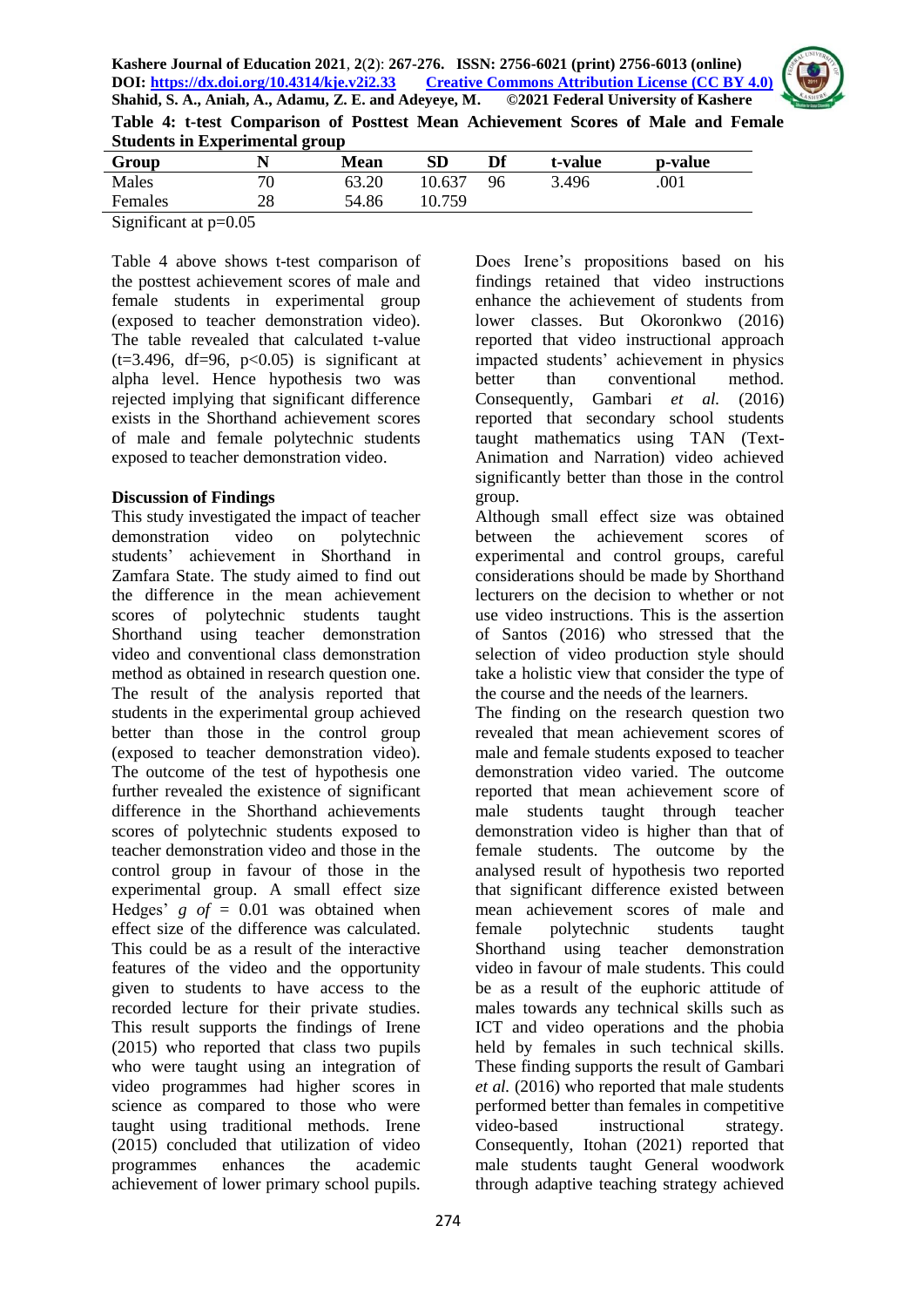**Table 4: t-test Comparison of Posttest Mean Achievement Scores of Male and Female Students in Experimental group**

| Group | N | Mean | SD | Df | t-value | p-value |
|---|---|---|---|---|---|---|
| Males | 70 | 63.20 | 10.637 | 96 | 3.496 | .001 |
| Females | 28 | 54.86 | 10.759 | | | |

Significant at p=0.05

Table 4 above shows t-test comparison of the posttest achievement scores of male and female students in experimental group (exposed to teacher demonstration video). The table revealed that calculated t-value ($t=3.496$, $df=96$, $p<0.05$) is significant at alpha level. Hence hypothesis two was rejected implying that significant difference exists in the Shorthand achievement scores of male and female polytechnic students exposed to teacher demonstration video.

**Discussion of Findings**

This study investigated the impact of teacher demonstration video on polytechnic students' achievement in Shorthand in Zamfara State. The study aimed to find out the difference in the mean achievement scores of polytechnic students taught Shorthand using teacher demonstration video and conventional class demonstration method as obtained in research question one. The result of the analysis reported that students in the experimental group achieved better than those in the control group (exposed to teacher demonstration video). The outcome of the test of hypothesis one further revealed the existence of significant difference in the Shorthand achievements scores of polytechnic students exposed to teacher demonstration video and those in the control group in favour of those in the experimental group. A small effect size Hedges' *g of* = 0.01 was obtained when effect size of the difference was calculated. This could be as a result of the interactive features of the video and the opportunity given to students to have access to the recorded lecture for their private studies. This result supports the findings of Irene (2015) who reported that class two pupils who were taught using an integration of video programmes had higher scores in science as compared to those who were taught using traditional methods. Irene (2015) concluded that utilization of video programmes enhances the academic achievement of lower primary school pupils. Does Irene's propositions based on his findings retained that video instructions enhance the achievement of students from lower classes. But Okoronkwo (2016) reported that video instructional approach impacted students' achievement in physics better than conventional method. Consequently, Gambari *et al.* (2016) reported that secondary school students taught mathematics using TAN (Text-Animation and Narration) video achieved significantly better than those in the control group.

Although small effect size was obtained between the achievement scores of experimental and control groups, careful considerations should be made by Shorthand lecturers on the decision to whether or not use video instructions. This is the assertion of Santos (2016) who stressed that the selection of video production style should take a holistic view that consider the type of the course and the needs of the learners.

The finding on the research question two revealed that mean achievement scores of male and female students exposed to teacher demonstration video varied. The outcome reported that mean achievement score of male students taught through teacher demonstration video is higher than that of female students. The outcome by the analysed result of hypothesis two reported that significant difference existed between mean achievement scores of male and female polytechnic students taught Shorthand using teacher demonstration video in favour of male students. This could be as a result of the euphoric attitude of males towards any technical skills such as ICT and video operations and the phobia held by females in such technical skills. These finding supports the result of Gambari *et al.* (2016) who reported that male students performed better than females in competitive video-based instructional strategy. Consequently, Itohan (2021) reported that male students taught General woodwork through adaptive teaching strategy achieved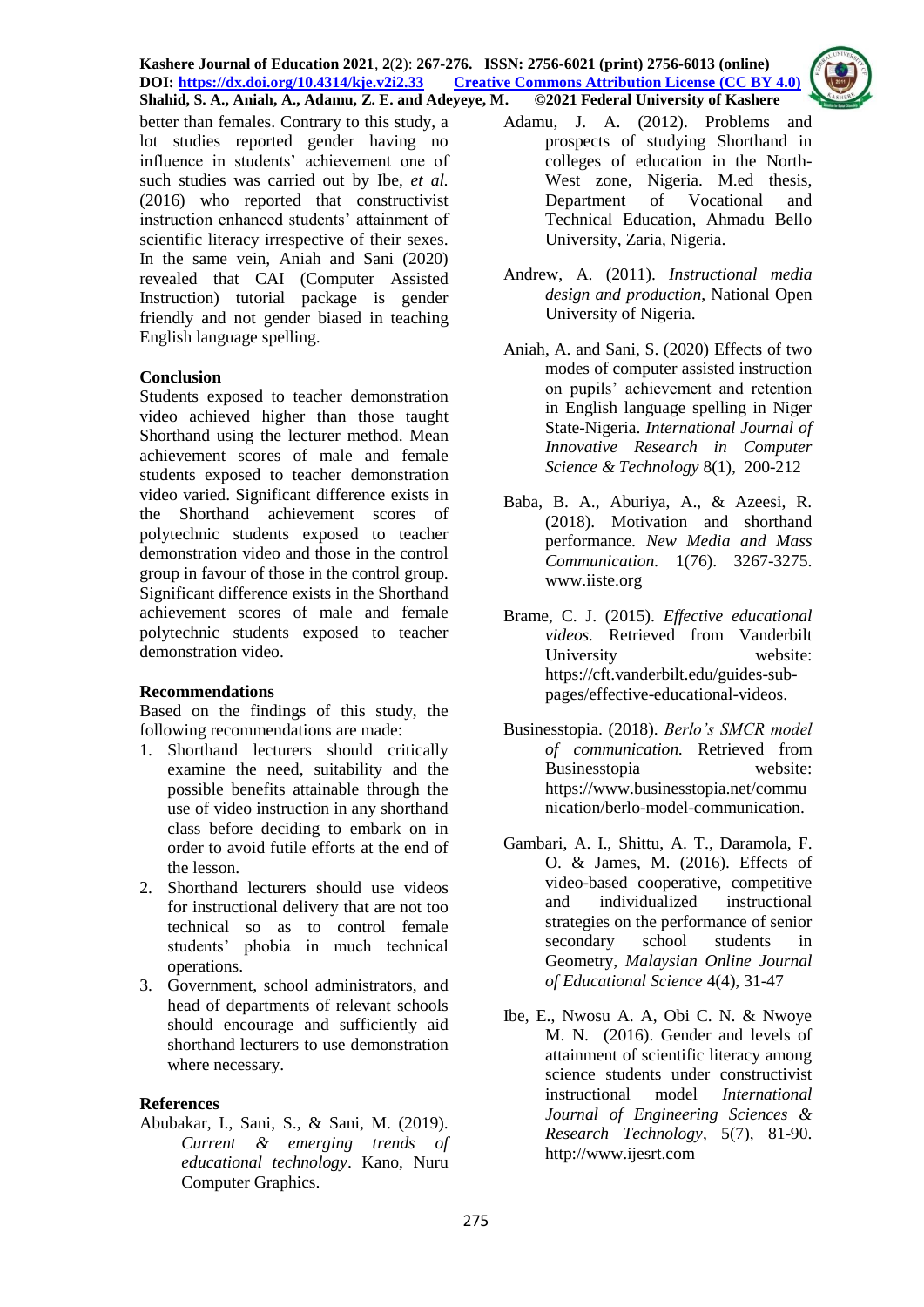better than females. Contrary to this study, a lot studies reported gender having no influence in students' achievement one of such studies was carried out by Ibe, *et al.* (2016) who reported that constructivist instruction enhanced students' attainment of scientific literacy irrespective of their sexes. In the same vein, Aniah and Sani (2020) revealed that CAI (Computer Assisted Instruction) tutorial package is gender friendly and not gender biased in teaching English language spelling.

## Conclusion

Students exposed to teacher demonstration video achieved higher than those taught Shorthand using the lecturer method. Mean achievement scores of male and female students exposed to teacher demonstration video varied. Significant difference exists in the Shorthand achievement scores of polytechnic students exposed to teacher demonstration video and those in the control group in favour of those in the control group. Significant difference exists in the Shorthand achievement scores of male and female polytechnic students exposed to teacher demonstration video.

## Recommendations

Based on the findings of this study, the following recommendations are made:

1. Shorthand lecturers should critically examine the need, suitability and the possible benefits attainable through the use of video instruction in any shorthand class before deciding to embark on in order to avoid futile efforts at the end of the lesson.
2. Shorthand lecturers should use videos for instructional delivery that are not too technical so as to control female students' phobia in much technical operations.
3. Government, school administrators, and head of departments of relevant schools should encourage and sufficiently aid shorthand lecturers to use demonstration where necessary.

## References

Abubakar, I., Sani, S., & Sani, M. (2019). *Current & emerging trends of educational technology*. Kano, Nuru Computer Graphics.

Adamu, J. A. (2012). Problems and prospects of studying Shorthand in colleges of education in the North-West zone, Nigeria. M.ed thesis, Department of Vocational and Technical Education, Ahmadu Bello University, Zaria, Nigeria.

Andrew, A. (2011). *Instructional media design and production*, National Open University of Nigeria.

Aniah, A. and Sani, S. (2020) Effects of two modes of computer assisted instruction on pupils' achievement and retention in English language spelling in Niger State-Nigeria. *International Journal of Innovative Research in Computer Science & Technology* 8(1), 200-212

Baba, B. A., Aburiya, A., & Azeesi, R. (2018). Motivation and shorthand performance. *New Media and Mass Communication.* 1(76). 3267-3275. www.iiste.org

Brame, C. J. (2015). *Effective educational videos.* Retrieved from Vanderbilt University website: https://cft.vanderbilt.edu/guides-sub-pages/effective-educational-videos.

Businesstopia. (2018). *Berlo's SMCR model of communication.* Retrieved from Businesstopia website: https://www.businesstopia.net/communication/berlo-model-communication.

Gambari, A. I., Shittu, A. T., Daramola, F. O. & James, M. (2016). Effects of video-based cooperative, competitive and individualized instructional strategies on the performance of senior secondary school students in Geometry, *Malaysian Online Journal of Educational Science* 4(4), 31-47

Ibe, E., Nwosu A. A, Obi C. N. & Nwoye M. N. (2016). Gender and levels of attainment of scientific literacy among science students under constructivist instructional model *International Journal of Engineering Sciences & Research Technology*, 5(7), 81-90. http://www.ijesrt.com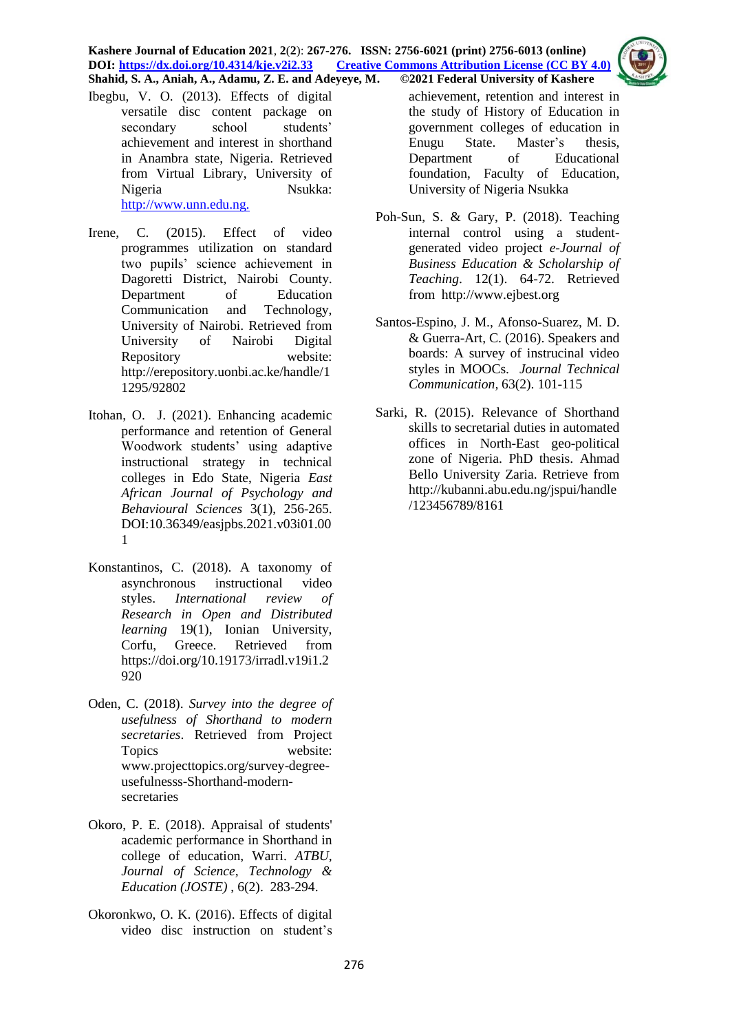Ibegbu, V. O. (2013). Effects of digital versatile disc content package on secondary school students' achievement and interest in shorthand in Anambra state, Nigeria. Retrieved from Virtual Library, University of Nigeria Nsukka: http://www.unn.edu.ng.

Irene, C. (2015). Effect of video programmes utilization on standard two pupils' science achievement in Dagoretti District, Nairobi County. Department of Education Communication and Technology, University of Nairobi. Retrieved from University of Nairobi Digital Repository website: http://erepository.uonbi.ac.ke/handle/11295/92802

Itohan, O. J. (2021). Enhancing academic performance and retention of General Woodwork students' using adaptive instructional strategy in technical colleges in Edo State, Nigeria *East African Journal of Psychology and Behavioural Sciences* 3(1), 256-265. DOI:10.36349/easjpbs.2021.v03i01.001

Konstantinos, C. (2018). A taxonomy of asynchronous instructional video styles. *International review of Research in Open and Distributed learning* 19(1), Ionian University, Corfu, Greece. Retrieved from https://doi.org/10.19173/irradl.v19i1.2920

Oden, C. (2018). *Survey into the degree of usefulness of Shorthand to modern secretaries*. Retrieved from Project Topics website: www.projecttopics.org/survey-degree-usefulnesss-Shorthand-modern-secretaries

Okoro, P. E. (2018). Appraisal of students' academic performance in Shorthand in college of education, Warri. *ATBU, Journal of Science, Technology & Education (JOSTE)* , 6(2). 283-294.

Okoronkwo, O. K. (2016). Effects of digital video disc instruction on student's achievement, retention and interest in the study of History of Education in government colleges of education in Enugu State. Master's thesis, Department of Educational foundation, Faculty of Education, University of Nigeria Nsukka

Poh-Sun, S. & Gary, P. (2018). Teaching internal control using a student-generated video project *e-Journal of Business Education & Scholarship of Teaching*. 12(1). 64-72. Retrieved from http://www.ejbest.org

Santos-Espino, J. M., Afonso-Suarez, M. D. & Guerra-Art, C. (2016). Speakers and boards: A survey of instrucinal video styles in MOOCs. *Journal Technical Communication,* 63(2). 101-115

Sarki, R. (2015). Relevance of Shorthand skills to secretarial duties in automated offices in North-East geo-political zone of Nigeria. PhD thesis. Ahmad Bello University Zaria. Retrieve from http://kubanni.abu.edu.ng/jspui/handle/123456789/8161